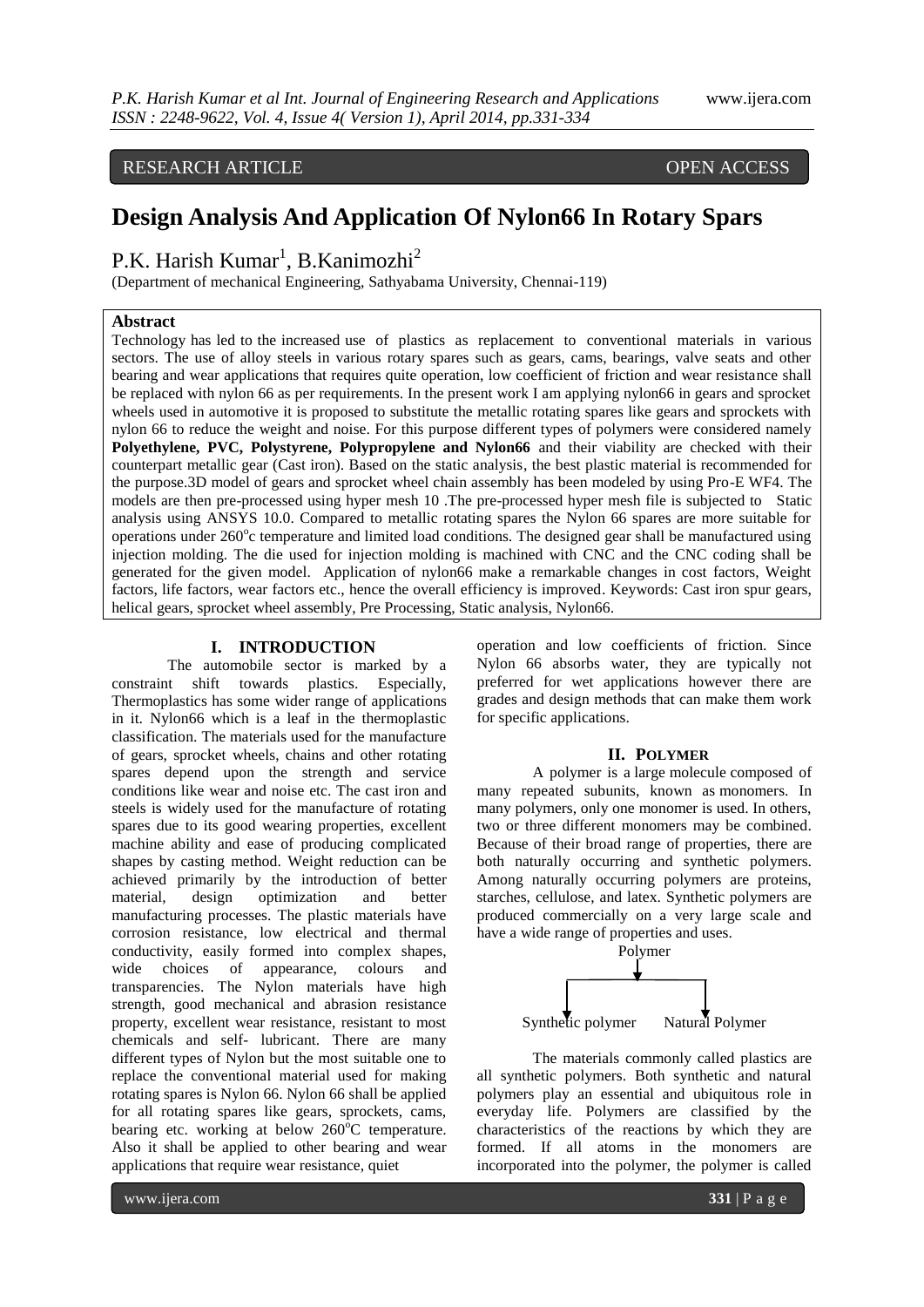RESEARCH ARTICLE OPEN ACCESS

# Design Analysis And Application Of Nylon66 In Rotary Spars

P.K. Harish Kumar[1], B.Kanimozhi[2]

(Department of mechanical Engineering, Sathyabama University, Chennai-119)

## Abstract

Technology has led to the increased use of plastics as replacement to conventional materials in various sectors. The use of alloy steels in various rotary spares such as gears, cams, bearings, valve seats and other bearing and wear applications that requires quite operation, low coefficient of friction and wear resistance shall be replaced with nylon 66 as per requirements. In the present work I am applying nylon66 in gears and sprocket wheels used in automotive it is proposed to substitute the metallic rotating spares like gears and sprockets with nylon 66 to reduce the weight and noise. For this purpose different types of polymers were considered namely **Polyethylene, PVC, Polystyrene, Polypropylene and Nylon66** and their viability are checked with their counterpart metallic gear (Cast iron). Based on the static analysis, the best plastic material is recommended for the purpose.3D model of gears and sprocket wheel chain assembly has been modeled by using Pro-E WF4. The models are then pre-processed using hyper mesh 10 .The pre-processed hyper mesh file is subjected to Static analysis using ANSYS 10.0. Compared to metallic rotating spares the Nylon 66 spares are more suitable for operations under 260$^{o}$c temperature and limited load conditions. The designed gear shall be manufactured using injection molding. The die used for injection molding is machined with CNC and the CNC coding shall be generated for the given model. Application of nylon66 make a remarkable changes in cost factors, Weight factors, life factors, wear factors etc., hence the overall efficiency is improved. Keywords: Cast iron spur gears, helical gears, sprocket wheel assembly, Pre Processing, Static analysis, Nylon66.

## I. INTRODUCTION

The automobile sector is marked by a constraint shift towards plastics. Especially, Thermoplastics has some wider range of applications in it. Nylon66 which is a leaf in the thermoplastic classification. The materials used for the manufacture of gears, sprocket wheels, chains and other rotating spares depend upon the strength and service conditions like wear and noise etc. The cast iron and steels is widely used for the manufacture of rotating spares due to its good wearing properties, excellent machine ability and ease of producing complicated shapes by casting method. Weight reduction can be achieved primarily by the introduction of better material, design optimization and better manufacturing processes. The plastic materials have corrosion resistance, low electrical and thermal conductivity, easily formed into complex shapes, wide choices of appearance, colours and transparencies. The Nylon materials have high strength, good mechanical and abrasion resistance property, excellent wear resistance, resistant to most chemicals and self- lubricant. There are many different types of Nylon but the most suitable one to replace the conventional material used for making rotating spares is Nylon 66. Nylon 66 shall be applied for all rotating spares like gears, sprockets, cams, bearing etc. working at below 260$^{o}$C temperature. Also it shall be applied to other bearing and wear applications that require wear resistance, quiet operation and low coefficients of friction. Since Nylon 66 absorbs water, they are typically not preferred for wet applications however there are grades and design methods that can make them work for specific applications.

## II. POLYMER

A polymer is a large molecule composed of many repeated subunits, known as monomers. In many polymers, only one monomer is used. In others, two or three different monomers may be combined. Because of their broad range of properties, there are both naturally occurring and synthetic polymers. Among naturally occurring polymers are proteins, starches, cellulose, and latex. Synthetic polymers are produced commercially on a very large scale and have a wide range of properties and uses.

Polymer

Synthetic polymer     Natural Polymer

The materials commonly called plastics are all synthetic polymers. Both synthetic and natural polymers play an essential and ubiquitous role in everyday life. Polymers are classified by the characteristics of the reactions by which they are formed. If all atoms in the monomers are incorporated into the polymer, the polymer is called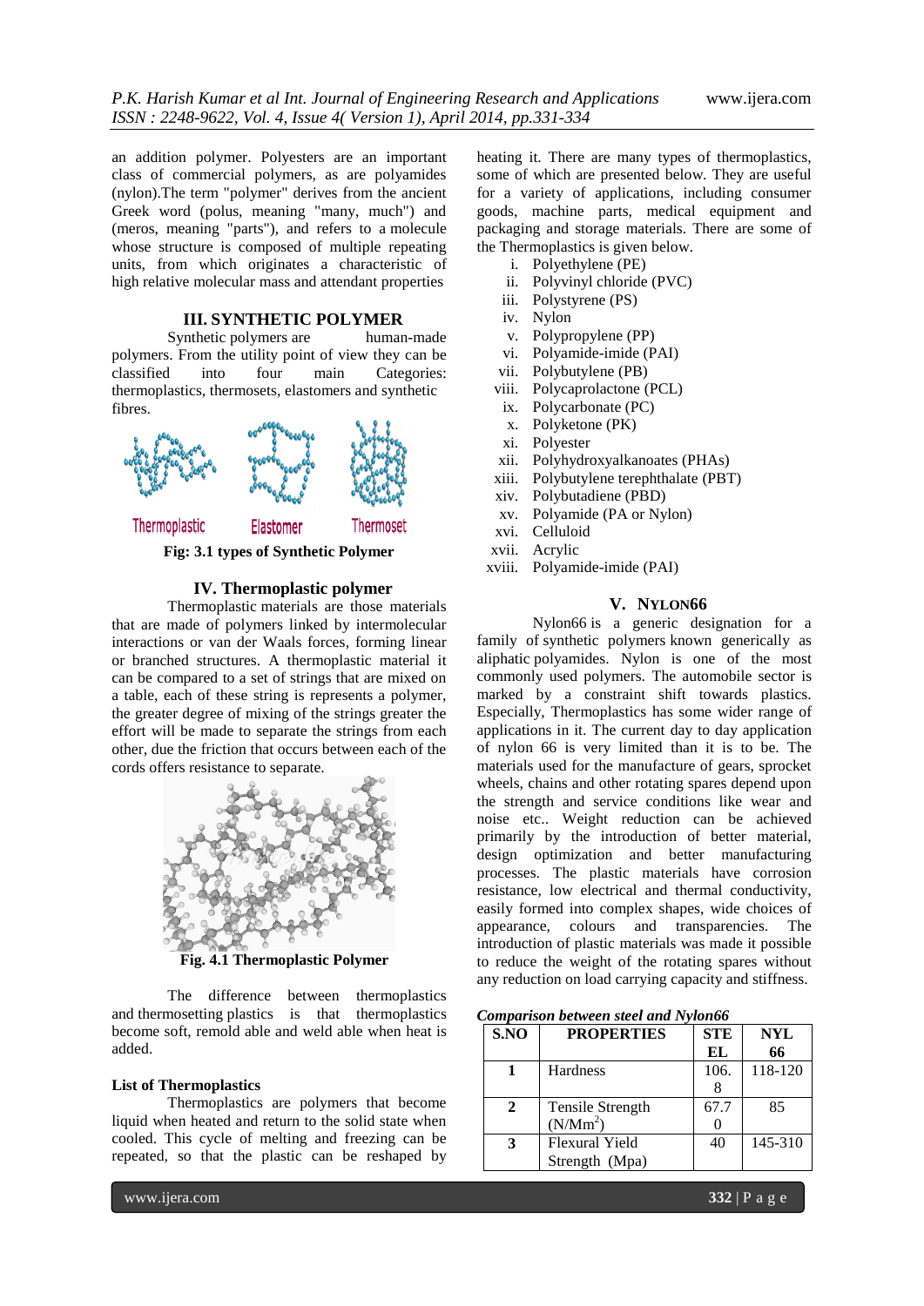an addition polymer. Polyesters are an important class of commercial polymers, as are polyamides (nylon).The term "polymer" derives from the ancient Greek word (polus, meaning "many, much") and (meros, meaning "parts"), and refers to a molecule whose structure is composed of multiple repeating units, from which originates a characteristic of high relative molecular mass and attendant properties

## III. SYNTHETIC POLYMER

Synthetic polymers are human-made polymers. From the utility point of view they can be classified into four main Categories: thermoplastics, thermosets, elastomers and synthetic fibres.

Thermoplastic Elastomer Thermoset

**Fig: 3.1 types of Synthetic Polymer**

## IV. Thermoplastic polymer

Thermoplastic materials are those materials that are made of polymers linked by intermolecular interactions or van der Waals forces, forming linear or branched structures. A thermoplastic material it can be compared to a set of strings that are mixed on a table, each of these string is represents a polymer, the greater degree of mixing of the strings greater the effort will be made to separate the strings from each other, due the friction that occurs between each of the cords offers resistance to separate.

**Fig. 4.1 Thermoplastic Polymer**

The difference between thermoplastics and thermosetting plastics is that thermoplastics become soft, remold able and weld able when heat is added.

**List of Thermoplastics**

Thermoplastics are polymers that become liquid when heated and return to the solid state when cooled. This cycle of melting and freezing can be repeated, so that the plastic can be reshaped by heating it. There are many types of thermoplastics, some of which are presented below. They are useful for a variety of applications, including consumer goods, machine parts, medical equipment and packaging and storage materials. There are some of the Thermoplastics is given below.

i. Polyethylene (PE)
ii. Polyvinyl chloride (PVC)
iii. Polystyrene (PS)
iv. Nylon
v. Polypropylene (PP)
vi. Polyamide-imide (PAI)
vii. Polybutylene (PB)
viii. Polycaprolactone (PCL)
ix. Polycarbonate (PC)
x. Polyketone (PK)
xi. Polyester
xii. Polyhydroxyalkanoates (PHAs)
xiii. Polybutylene terephthalate (PBT)
xiv. Polybutadiene (PBD)
xv. Polyamide (PA or Nylon)
xvi. Celluloid
xvii. Acrylic
xviii. Polyamide-imide (PAI)

## V. NYLON66

Nylon66 is a generic designation for a family of synthetic polymers known generically as aliphatic polyamides. Nylon is one of the most commonly used polymers. The automobile sector is marked by a constraint shift towards plastics. Especially, Thermoplastics has some wider range of applications in it. The current day to day application of nylon 66 is very limited than it is to be. The materials used for the manufacture of gears, sprocket wheels, chains and other rotating spares depend upon the strength and service conditions like wear and noise etc.. Weight reduction can be achieved primarily by the introduction of better material, design optimization and better manufacturing processes. The plastic materials have corrosion resistance, low electrical and thermal conductivity, easily formed into complex shapes, wide choices of appearance, colours and transparencies. The introduction of plastic materials was made it possible to reduce the weight of the rotating spares without any reduction on load carrying capacity and stiffness.

***Comparison between steel and Nylon66***

| S.NO | PROPERTIES | STEEL | NYL 66 |
|---|---|---|---|
| 1 | Hardness | 106.8 | 118-120 |
| 2 | Tensile Strength ($N/Mm^2$) | 67.70 | 85 |
| 3 | Flexural Yield Strength (Mpa) | 40 | 145-310 |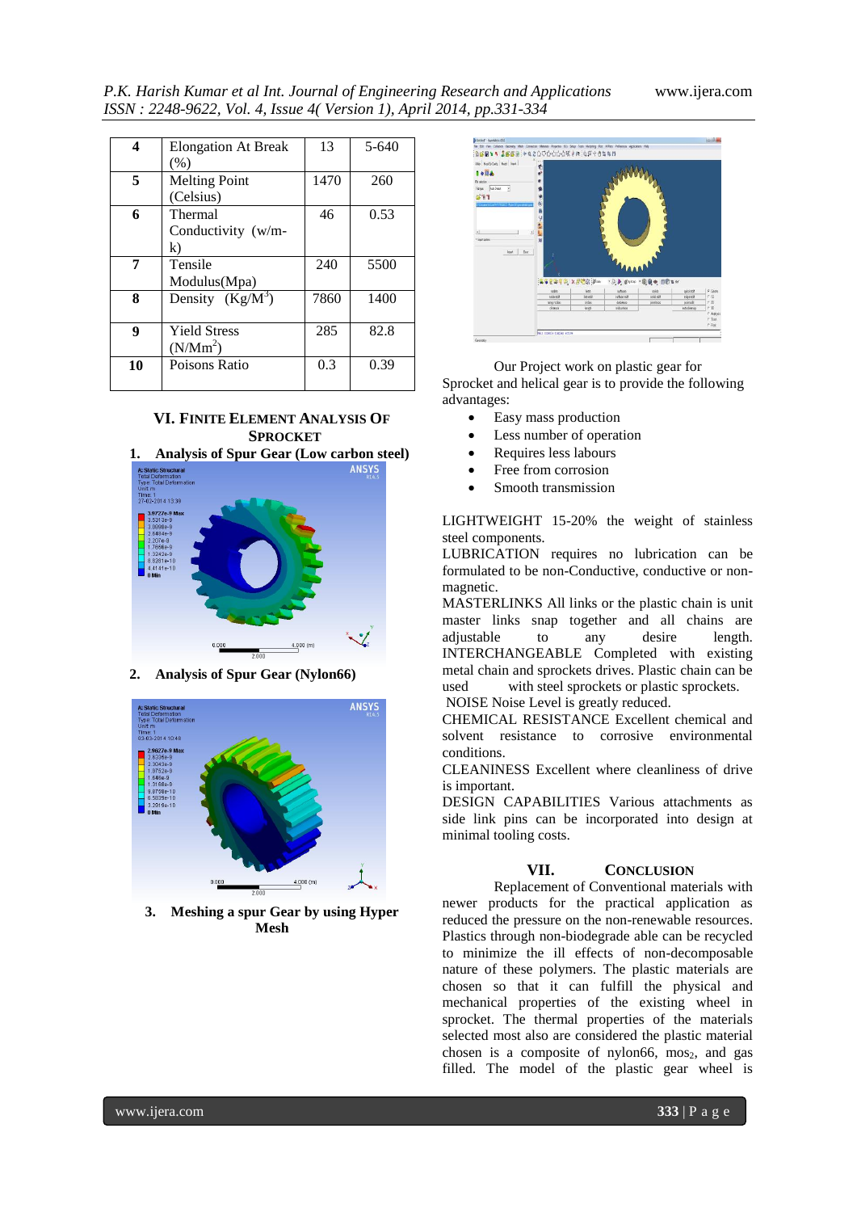| 4 | Elongation At Break (%) | 13 | 5-640 |
|---|---|---|---|
| 5 | Melting Point (Celsius) | 1470 | 260 |
| 6 | Thermal Conductivity (w/m-k) | 46 | 0.53 |
| 7 | Tensile Modulus(Mpa) | 240 | 5500 |
| 8 | Density $(Kg/M^3)$ | 7860 | 1400 |
| 9 | Yield Stress $(N/Mm^2)$ | 285 | 82.8 |
| 10 | Poisons Ratio | 0.3 | 0.39 |

## VI. Finite Element Analysis Of Sprocket

**1. Analysis of Spur Gear (Low carbon steel)**

**2. Analysis of Spur Gear (Nylon66)**

**3. Meshing a spur Gear by using Hyper Mesh**

Our Project work on plastic gear for Sprocket and helical gear is to provide the following advantages:

- Easy mass production
- Less number of operation
- Requires less labours
- Free from corrosion
- Smooth transmission

LIGHTWEIGHT 15-20% the weight of stainless steel components.

LUBRICATION requires no lubrication can be formulated to be non-Conductive, conductive or non-magnetic.

MASTERLINKS All links or the plastic chain is unit master links snap together and all chains are adjustable to any desire length.

INTERCHANGEABLE Completed with existing metal chain and sprockets drives. Plastic chain can be used with steel sprockets or plastic sprockets.

NOISE Noise Level is greatly reduced.

CHEMICAL RESISTANCE Excellent chemical and solvent resistance to corrosive environmental conditions.

CLEANINESS Excellent where cleanliness of drive is important.

DESIGN CAPABILITIES Various attachments as side link pins can be incorporated into design at minimal tooling costs.

## VII. Conclusion

Replacement of Conventional materials with newer products for the practical application as reduced the pressure on the non-renewable resources. Plastics through non-biodegrade able can be recycled to minimize the ill effects of non-decomposable nature of these polymers. The plastic materials are chosen so that it can fulfill the physical and mechanical properties of the existing wheel in sprocket. The thermal properties of the materials selected most also are considered the plastic material chosen is a composite of nylon66, $mos_2$, and gas filled. The model of the plastic gear wheel is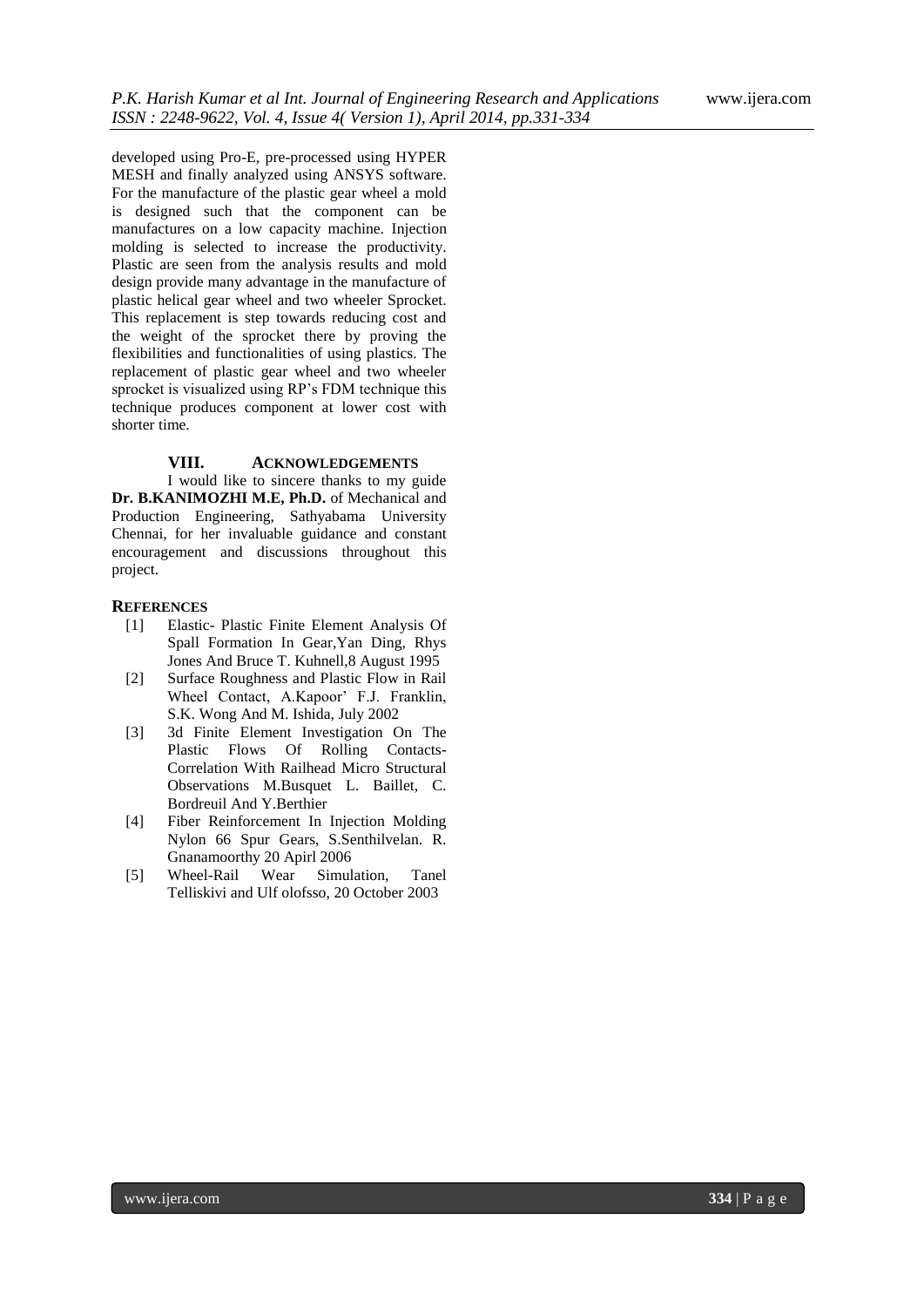developed using Pro-E, pre-processed using HYPER MESH and finally analyzed using ANSYS software. For the manufacture of the plastic gear wheel a mold is designed such that the component can be manufactures on a low capacity machine. Injection molding is selected to increase the productivity. Plastic are seen from the analysis results and mold design provide many advantage in the manufacture of plastic helical gear wheel and two wheeler Sprocket. This replacement is step towards reducing cost and the weight of the sprocket there by proving the flexibilities and functionalities of using plastics. The replacement of plastic gear wheel and two wheeler sprocket is visualized using RP's FDM technique this technique produces component at lower cost with shorter time.

## VIII. ACKNOWLEDGEMENTS

I would like to sincere thanks to my guide **Dr. B.KANIMOZHI M.E, Ph.D.** of Mechanical and Production Engineering, Sathyabama University Chennai, for her invaluable guidance and constant encouragement and discussions throughout this project.

## REFERENCES

[1] Elastic- Plastic Finite Element Analysis Of Spall Formation In Gear,Yan Ding, Rhys Jones And Bruce T. Kuhnell,8 August 1995

[2] Surface Roughness and Plastic Flow in Rail Wheel Contact, A.Kapoor' F.J. Franklin, S.K. Wong And M. Ishida, July 2002

[3] 3d Finite Element Investigation On The Plastic Flows Of Rolling Contacts- Correlation With Railhead Micro Structural Observations M.Busquet L. Baillet, C. Bordreuil And Y.Berthier

[4] Fiber Reinforcement In Injection Molding Nylon 66 Spur Gears, S.Senthilvelan. R. Gnanamoorthy 20 Apirl 2006

[5] Wheel-Rail Wear Simulation, Tanel Telliskivi and Ulf olofsso, 20 October 2003